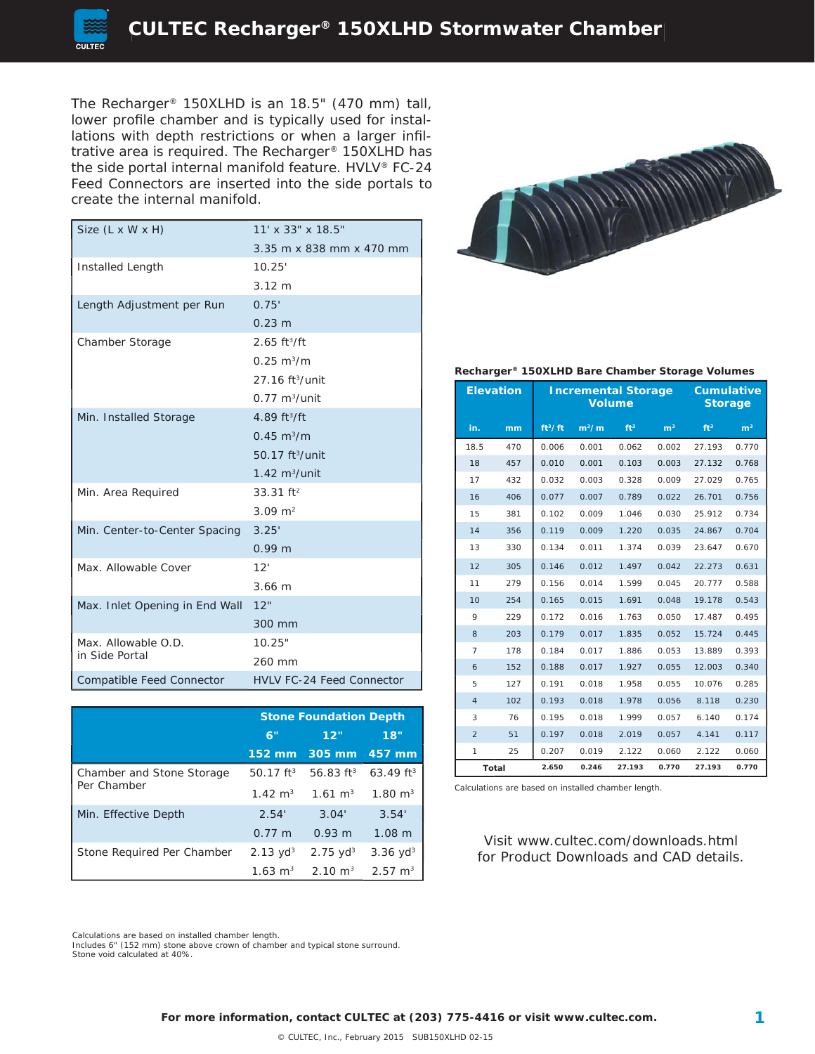# CULTEC Recharger® 150XLHD Stormwater Chamber

The Recharger® 150XLHD is an 18.5" (470 mm) tall, lower profile chamber and is typically used for installations with depth restrictions or when a larger infiltrative area is required. The Recharger® 150XLHD has the side portal internal manifold feature. HVLV® FC-24 Feed Connectors are inserted into the side portals to create the internal manifold.

| | |
|---|---|
| Size (L x W x H) | 11' x 33" x 18.5" |
| | 3.35 m x 838 mm x 470 mm |
| Installed Length | 10.25' |
| | 3.12 m |
| Length Adjustment per Run | 0.75' |
| | 0.23 m |
| Chamber Storage | 2.65 $ft^3/ft$ |
| | 0.25 $m^3/m$ |
| | 27.16 $ft^3$/unit |
| | 0.77 $m^3$/unit |
| Min. Installed Storage | 4.89 $ft^3/ft$ |
| | 0.45 $m^3/m$ |
| | 50.17 $ft^3$/unit |
| | 1.42 $m^3$/unit |
| Min. Area Required | 33.31 $ft^2$ |
| | 3.09 $m^2$ |
| Min. Center-to-Center Spacing | 3.25' |
| | 0.99 m |
| Max. Allowable Cover | 12' |
| | 3.66 m |
| Max. Inlet Opening in End Wall | 12" |
| | 300 mm |
| Max. Allowable O.D. in Side Portal | 10.25" |
| | 260 mm |
| Compatible Feed Connector | HVLV FC-24 Feed Connector |

| | Stone Foundation Depth | | |
|---|---|---|---|
| | 6" | 12" | 18" |
| | 152 mm | 305 mm | 457 mm |
| Chamber and Stone Storage Per Chamber | 50.17 $ft^3$ | 56.83 $ft^3$ | 63.49 $ft^3$ |
| | 1.42 $m^3$ | 1.61 $m^3$ | 1.80 $m^3$ |
| Min. Effective Depth | 2.54' | 3.04' | 3.54' |
| | 0.77 m | 0.93 m | 1.08 m |
| Stone Required Per Chamber | 2.13 $yd^3$ | 2.75 $yd^3$ | 3.36 $yd^3$ |
| | 1.63 $m^3$ | 2.10 $m^3$ | 2.57 $m^3$ |

Calculations are based on installed chamber length.
Includes 6" (152 mm) stone above crown of chamber and typical stone surround.
Stone void calculated at 40%.

**Recharger® 150XLHD Bare Chamber Storage Volumes**

| Elevation | | Incremental Storage Volume | | | | Cumulative Storage | |
|---|---|---|---|---|---|---|---|
| in. | mm | $ft^3/ft$ | $m^3/m$ | $ft^3$ | $m^3$ | $ft^3$ | $m^3$ |
| 18.5 | 470 | 0.006 | 0.001 | 0.062 | 0.002 | 27.193 | 0.770 |
| 18 | 457 | 0.010 | 0.001 | 0.103 | 0.003 | 27.132 | 0.768 |
| 17 | 432 | 0.032 | 0.003 | 0.328 | 0.009 | 27.029 | 0.765 |
| 16 | 406 | 0.077 | 0.007 | 0.789 | 0.022 | 26.701 | 0.756 |
| 15 | 381 | 0.102 | 0.009 | 1.046 | 0.030 | 25.912 | 0.734 |
| 14 | 356 | 0.119 | 0.009 | 1.220 | 0.035 | 24.867 | 0.704 |
| 13 | 330 | 0.134 | 0.011 | 1.374 | 0.039 | 23.647 | 0.670 |
| 12 | 305 | 0.146 | 0.012 | 1.497 | 0.042 | 22.273 | 0.631 |
| 11 | 279 | 0.156 | 0.014 | 1.599 | 0.045 | 20.777 | 0.588 |
| 10 | 254 | 0.165 | 0.015 | 1.691 | 0.048 | 19.178 | 0.543 |
| 9 | 229 | 0.172 | 0.016 | 1.763 | 0.050 | 17.487 | 0.495 |
| 8 | 203 | 0.179 | 0.017 | 1.835 | 0.052 | 15.724 | 0.445 |
| 7 | 178 | 0.184 | 0.017 | 1.886 | 0.053 | 13.889 | 0.393 |
| 6 | 152 | 0.188 | 0.017 | 1.927 | 0.055 | 12.003 | 0.340 |
| 5 | 127 | 0.191 | 0.018 | 1.958 | 0.055 | 10.076 | 0.285 |
| 4 | 102 | 0.193 | 0.018 | 1.978 | 0.056 | 8.118 | 0.230 |
| 3 | 76 | 0.195 | 0.018 | 1.999 | 0.057 | 6.140 | 0.174 |
| 2 | 51 | 0.197 | 0.018 | 2.019 | 0.057 | 4.141 | 0.117 |
| 1 | 25 | 0.207 | 0.019 | 2.122 | 0.060 | 2.122 | 0.060 |
| **Total** | | **2.650** | **0.246** | **27.193** | **0.770** | **27.193** | **0.770** |

Calculations are based on installed chamber length.

Visit www.cultec.com/downloads.html for Product Downloads and CAD details.

**For more information, contact CULTEC at (203) 775-4416 or visit www.cultec.com.**

© CULTEC, Inc., February 2015 SUB150XLHD 02-15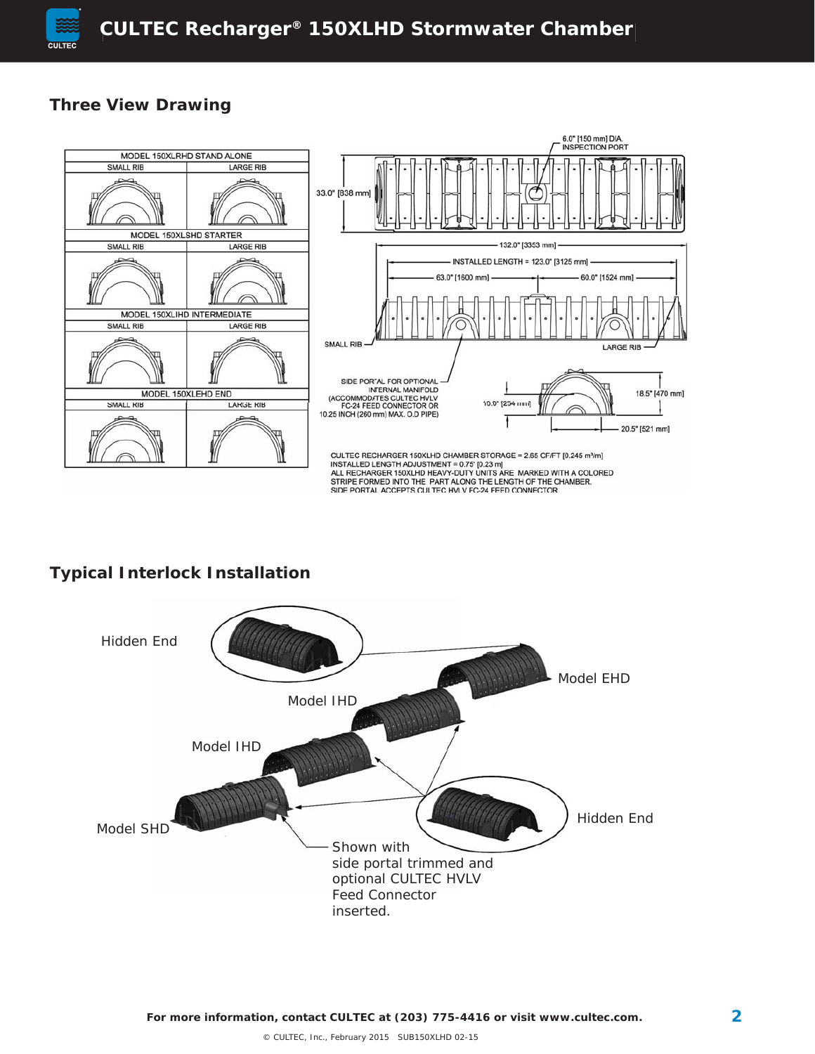## Three View Drawing

| MODEL 150XLRHD STAND ALONE | |
|---|---|
| SMALL RIB | LARGE RIB |
| MODEL 150XLSHD STARTER | |
| SMALL RIB | LARGE RIB |
| MODEL 150XLIHD INTERMEDIATE | |
| SMALL RIB | LARGE RIB |
| MODEL 150XLEHD END | |
| SMALL RIB | LARGE RIB |

6.0" [150 mm] DIA. INSPECTION PORT

33.0" [838 mm]

132.0" [3353 mm]

INSTALLED LENGTH = 123.0" [3125 mm]

63.0" [1600 mm]

60.0" [1524 mm]

SMALL RIB

LARGE RIB

SIDE PORTAL FOR OPTIONAL INTERNAL MANIFOLD (ACCOMMODATES CULTEC HVLV FC-24 FEED CONNECTOR OR 10.25 INCH (260 mm) MAX. O.D PIPE)

10.0" [254 mm]

18.5" [470 mm]

20.5" [521 mm]

CULTEC RECHARGER 150XLHD CHAMBER STORAGE = 2.65 CF/FT [0.245 m³/m]
INSTALLED LENGTH ADJUSTMENT = 0.75' [0.23 m]
ALL RECHARGER 150XLHD HEAVY-DUTY UNITS ARE MARKED WITH A COLORED STRIPE FORMED INTO THE PART ALONG THE LENGTH OF THE CHAMBER.
SIDE PORTAL ACCEPTS CULTEC HVLV FC-24 FEED CONNECTOR

## Typical Interlock Installation

Hidden End

Model EHD

Model IHD

Model IHD

Model SHD

Hidden End

Shown with side portal trimmed and optional CULTEC HVLV Feed Connector inserted.

For more information, contact CULTEC at (203) 775-4416 or visit www.cultec.com.

© CULTEC, Inc., February 2015 SUB150XLHD 02-15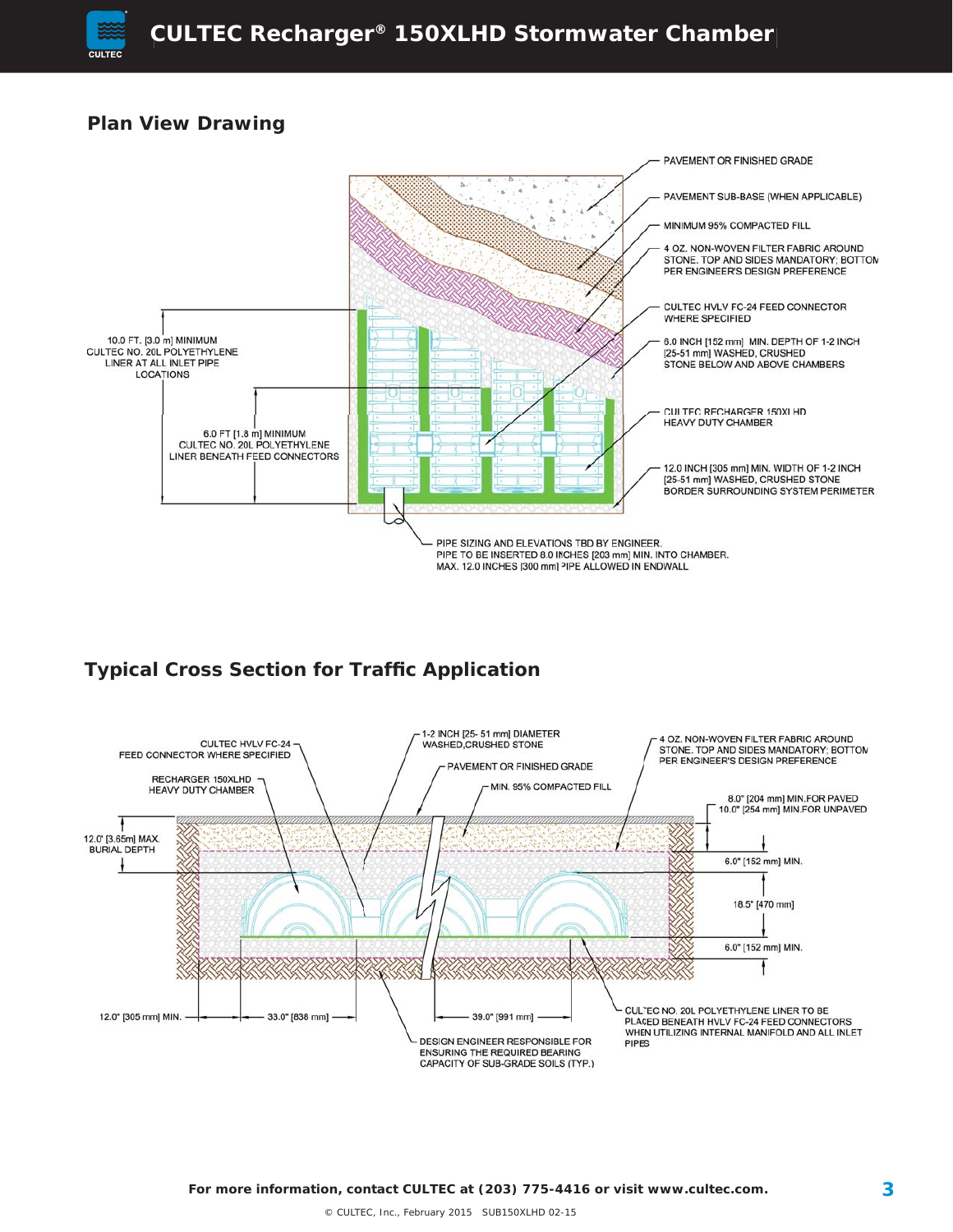## Plan View Drawing

PAVEMENT OR FINISHED GRADE

PAVEMENT SUB-BASE (WHEN APPLICABLE)

MINIMUM 95% COMPACTED FILL

4 OZ. NON-WOVEN FILTER FABRIC AROUND STONE. TOP AND SIDES MANDATORY; BOTTOM PER ENGINEER'S DESIGN PREFERENCE

CULTEC HVLV FC-24 FEED CONNECTOR WHERE SPECIFIED

6.0 INCH [152 mm] MIN. DEPTH OF 1-2 INCH [25-51 mm] WASHED, CRUSHED STONE BELOW AND ABOVE CHAMBERS

CULTEC RECHARGER 150XLHD HEAVY DUTY CHAMBER

12.0 INCH [305 mm] MIN. WIDTH OF 1-2 INCH [25-51 mm] WASHED, CRUSHED STONE BORDER SURROUNDING SYSTEM PERIMETER

10.0 FT. [3.0 m] MINIMUM CULTEC NO. 20L POLYETHYLENE LINER AT ALL INLET PIPE LOCATIONS

6.0 FT [1.8 m] MINIMUM CULTEC NO. 20L POLYETHYLENE LINER BENEATH FEED CONNECTORS

PIPE SIZING AND ELEVATIONS TBD BY ENGINEER. PIPE TO BE INSERTED 8.0 INCHES [203 mm] MIN. INTO CHAMBER. MAX. 12.0 INCHES [300 mm] PIPE ALLOWED IN ENDWALL

## Typical Cross Section for Traffic Application

CULTEC HVLV FC-24 FEED CONNECTOR WHERE SPECIFIED

RECHARGER 150XLHD HEAVY DUTY CHAMBER

1-2 INCH [25- 51 mm] DIAMETER WASHED,CRUSHED STONE

PAVEMENT OR FINISHED GRADE

MIN. 95% COMPACTED FILL

4 OZ. NON-WOVEN FILTER FABRIC AROUND STONE. TOP AND SIDES MANDATORY; BOTTOM PER ENGINEER'S DESIGN PREFERENCE

12.0' [3.65m] MAX. BURIAL DEPTH

8.0" [204 mm] MIN.FOR PAVED
10.0" [254 mm] MIN.FOR UNPAVED

6.0" [152 mm] MIN.

18.5" [470 mm]

6.0" [152 mm] MIN.

12.0" [305 mm] MIN.

33.0" [838 mm]

39.0" [991 mm]

DESIGN ENGINEER RESPONSIBLE FOR ENSURING THE REQUIRED BEARING CAPACITY OF SUB-GRADE SOILS (TYP.)

CULTEC NO. 20L POLYETHYLENE LINER TO BE PLACED BENEATH HVLV FC-24 FEED CONNECTORS WHEN UTILIZING INTERNAL MANIFOLD AND ALL INLET PIPES

For more information, contact CULTEC at (203) 775-4416 or visit www.cultec.com.

© CULTEC, Inc., February 2015 SUB150XLHD 02-15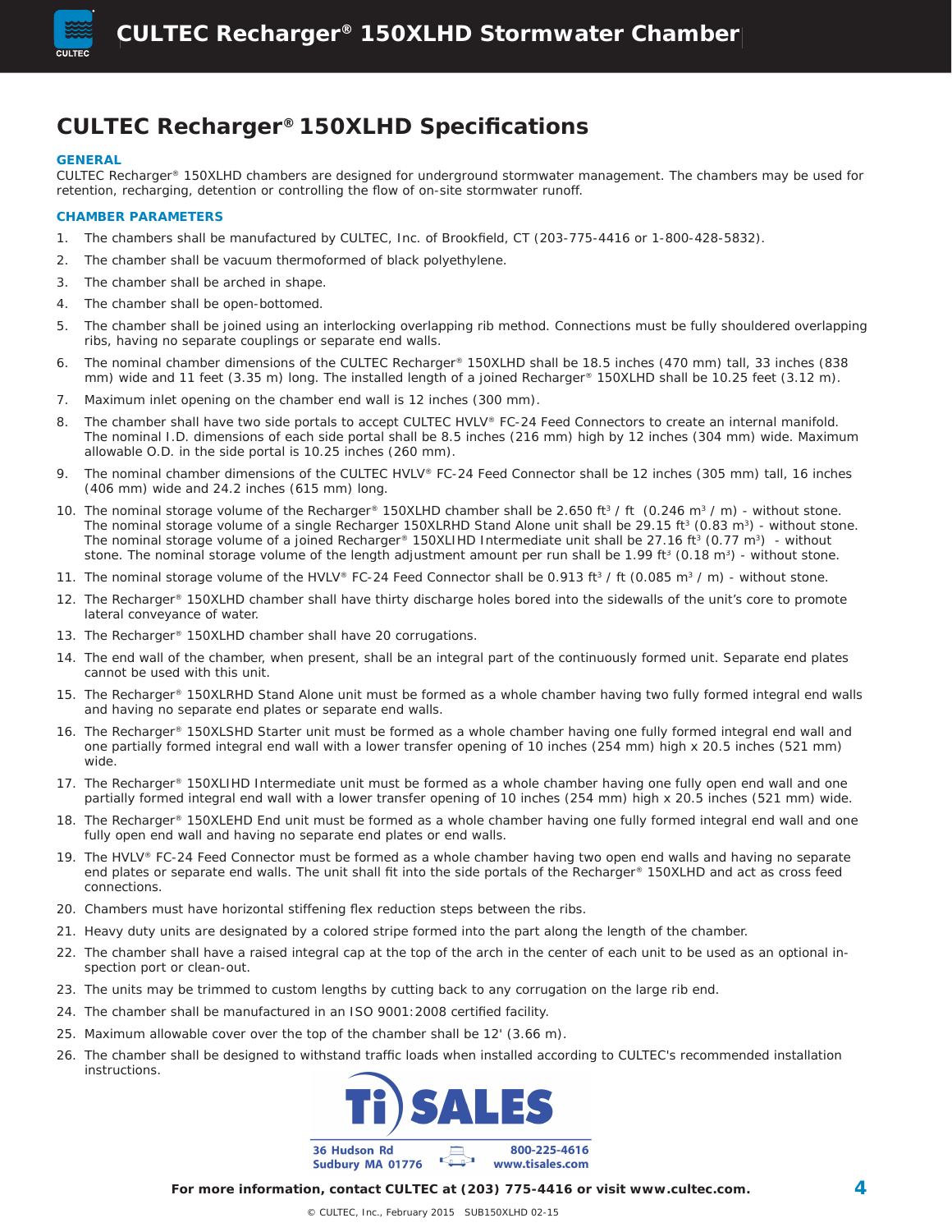# CULTEC Recharger® 150XLHD Specifications

### GENERAL

CULTEC Recharger® 150XLHD chambers are designed for underground stormwater management. The chambers may be used for retention, recharging, detention or controlling the flow of on-site stormwater runoff.

### CHAMBER PARAMETERS

1. The chambers shall be manufactured by CULTEC, Inc. of Brookfield, CT (203-775-4416 or 1-800-428-5832).
2. The chamber shall be vacuum thermoformed of black polyethylene.
3. The chamber shall be arched in shape.
4. The chamber shall be open-bottomed.
5. The chamber shall be joined using an interlocking overlapping rib method. Connections must be fully shouldered overlapping ribs, having no separate couplings or separate end walls.
6. The nominal chamber dimensions of the CULTEC Recharger® 150XLHD shall be 18.5 inches (470 mm) tall, 33 inches (838 mm) wide and 11 feet (3.35 m) long. The installed length of a joined Recharger® 150XLHD shall be 10.25 feet (3.12 m).
7. Maximum inlet opening on the chamber end wall is 12 inches (300 mm).
8. The chamber shall have two side portals to accept CULTEC HVLV® FC-24 Feed Connectors to create an internal manifold. The nominal I.D. dimensions of each side portal shall be 8.5 inches (216 mm) high by 12 inches (304 mm) wide. Maximum allowable O.D. in the side portal is 10.25 inches (260 mm).
9. The nominal chamber dimensions of the CULTEC HVLV® FC-24 Feed Connector shall be 12 inches (305 mm) tall, 16 inches (406 mm) wide and 24.2 inches (615 mm) long.
10. The nominal storage volume of the Recharger® 150XLHD chamber shall be 2.650 $ft^3$ / ft (0.246 $m^3$ / m) - without stone. The nominal storage volume of a single Recharger 150XLRHD Stand Alone unit shall be 29.15 $ft^3$ (0.83 $m^3$) - without stone. The nominal storage volume of a joined Recharger® 150XLIHD Intermediate unit shall be 27.16 $ft^3$ (0.77 $m^3$) - without stone. The nominal storage volume of the length adjustment amount per run shall be 1.99 $ft^3$ (0.18 $m^3$) - without stone.
11. The nominal storage volume of the HVLV® FC-24 Feed Connector shall be 0.913 $ft^3$ / ft (0.085 $m^3$ / m) - without stone.
12. The Recharger® 150XLHD chamber shall have thirty discharge holes bored into the sidewalls of the unit’s core to promote lateral conveyance of water.
13. The Recharger® 150XLHD chamber shall have 20 corrugations.
14. The end wall of the chamber, when present, shall be an integral part of the continuously formed unit. Separate end plates cannot be used with this unit.
15. The Recharger® 150XLRHD Stand Alone unit must be formed as a whole chamber having two fully formed integral end walls and having no separate end plates or separate end walls.
16. The Recharger® 150XLSHD Starter unit must be formed as a whole chamber having one fully formed integral end wall and one partially formed integral end wall with a lower transfer opening of 10 inches (254 mm) high x 20.5 inches (521 mm) wide.
17. The Recharger® 150XLIHD Intermediate unit must be formed as a whole chamber having one fully open end wall and one partially formed integral end wall with a lower transfer opening of 10 inches (254 mm) high x 20.5 inches (521 mm) wide.
18. The Recharger® 150XLEHD End unit must be formed as a whole chamber having one fully formed integral end wall and one fully open end wall and having no separate end plates or end walls.
19. The HVLV® FC-24 Feed Connector must be formed as a whole chamber having two open end walls and having no separate end plates or separate end walls. The unit shall fit into the side portals of the Recharger® 150XLHD and act as cross feed connections.
20. Chambers must have horizontal stiffening flex reduction steps between the ribs.
21. Heavy duty units are designated by a colored stripe formed into the part along the length of the chamber.
22. The chamber shall have a raised integral cap at the top of the arch in the center of each unit to be used as an optional inspection port or clean-out.
23. The units may be trimmed to custom lengths by cutting back to any corrugation on the large rib end.
24. The chamber shall be manufactured in an ISO 9001:2008 certified facility.
25. Maximum allowable cover over the top of the chamber shall be 12' (3.66 m).
26. The chamber shall be designed to withstand traffic loads when installed according to CULTEC's recommended installation instructions.

Ti SALES
36 Hudson Rd
Sudbury MA 01776
800-225-4616
www.tisales.com

**For more information, contact CULTEC at (203) 775-4416 or visit www.cultec.com.**

© CULTEC, Inc., February 2015 SUB150XLHD 02-15